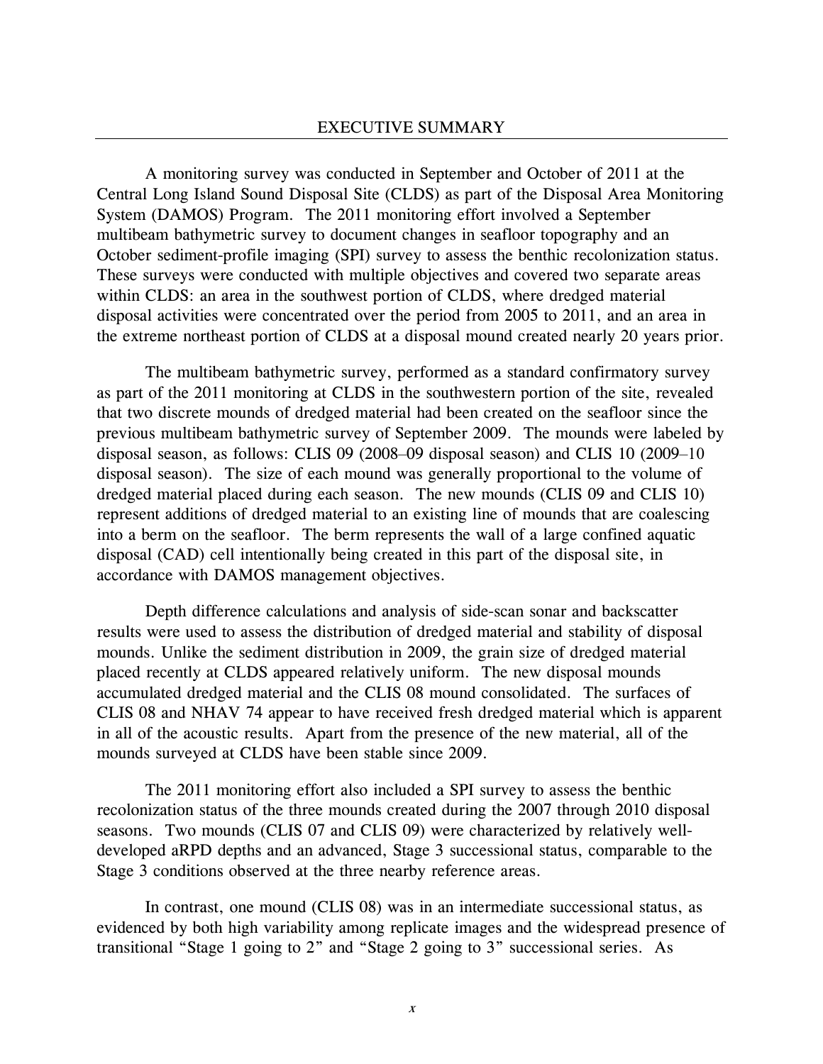# EXECUTIVE SUMMARY

A monitoring survey was conducted in September and October of 2011 at the Central Long Island Sound Disposal Site (CLDS) as part of the Disposal Area Monitoring System (DAMOS) Program. The 2011 monitoring effort involved a September multibeam bathymetric survey to document changes in seafloor topography and an October sediment-profile imaging (SPI) survey to assess the benthic recolonization status. These surveys were conducted with multiple objectives and covered two separate areas within CLDS: an area in the southwest portion of CLDS, where dredged material disposal activities were concentrated over the period from 2005 to 2011, and an area in the extreme northeast portion of CLDS at a disposal mound created nearly 20 years prior.

The multibeam bathymetric survey, performed as a standard confirmatory survey as part of the 2011 monitoring at CLDS in the southwestern portion of the site, revealed that two discrete mounds of dredged material had been created on the seafloor since the previous multibeam bathymetric survey of September 2009. The mounds were labeled by disposal season, as follows: CLIS 09 (2008–09 disposal season) and CLIS 10 (2009–10 disposal season). The size of each mound was generally proportional to the volume of dredged material placed during each season. The new mounds (CLIS 09 and CLIS 10) represent additions of dredged material to an existing line of mounds that are coalescing into a berm on the seafloor. The berm represents the wall of a large confined aquatic disposal (CAD) cell intentionally being created in this part of the disposal site, in accordance with DAMOS management objectives.

Depth difference calculations and analysis of side-scan sonar and backscatter results were used to assess the distribution of dredged material and stability of disposal mounds. Unlike the sediment distribution in 2009, the grain size of dredged material placed recently at CLDS appeared relatively uniform. The new disposal mounds accumulated dredged material and the CLIS 08 mound consolidated. The surfaces of CLIS 08 and NHAV 74 appear to have received fresh dredged material which is apparent in all of the acoustic results. Apart from the presence of the new material, all of the mounds surveyed at CLDS have been stable since 2009.

The 2011 monitoring effort also included a SPI survey to assess the benthic recolonization status of the three mounds created during the 2007 through 2010 disposal seasons. Two mounds (CLIS 07 and CLIS 09) were characterized by relatively well-developed aRPD depths and an advanced, Stage 3 successional status, comparable to the Stage 3 conditions observed at the three nearby reference areas.

In contrast, one mound (CLIS 08) was in an intermediate successional status, as evidenced by both high variability among replicate images and the widespread presence of transitional “Stage 1 going to 2” and “Stage 2 going to 3” successional series. As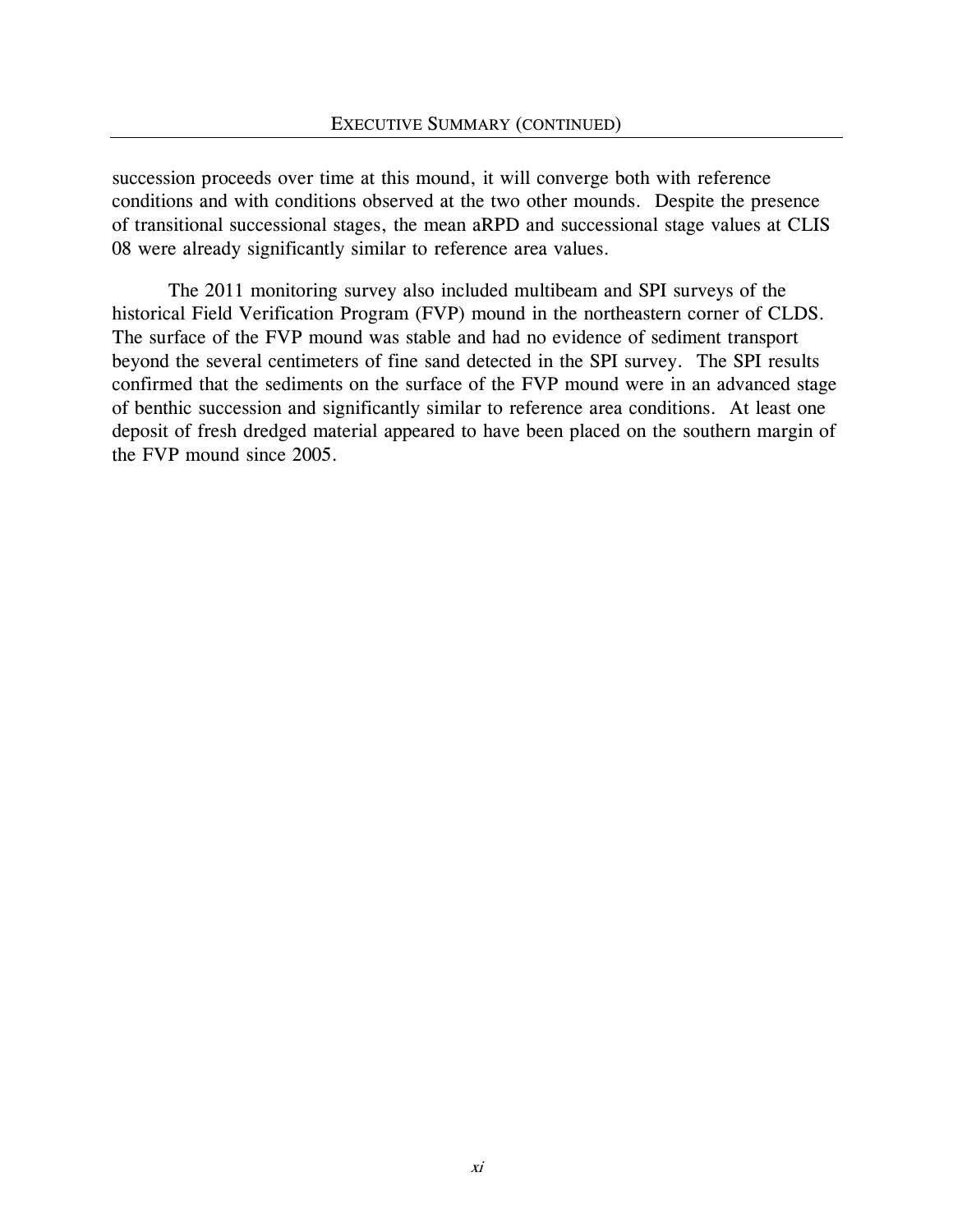succession proceeds over time at this mound, it will converge both with reference conditions and with conditions observed at the two other mounds. Despite the presence of transitional successional stages, the mean aRPD and successional stage values at CLIS 08 were already significantly similar to reference area values.

The 2011 monitoring survey also included multibeam and SPI surveys of the historical Field Verification Program (FVP) mound in the northeastern corner of CLDS. The surface of the FVP mound was stable and had no evidence of sediment transport beyond the several centimeters of fine sand detected in the SPI survey. The SPI results confirmed that the sediments on the surface of the FVP mound were in an advanced stage of benthic succession and significantly similar to reference area conditions. At least one deposit of fresh dredged material appeared to have been placed on the southern margin of the FVP mound since 2005.